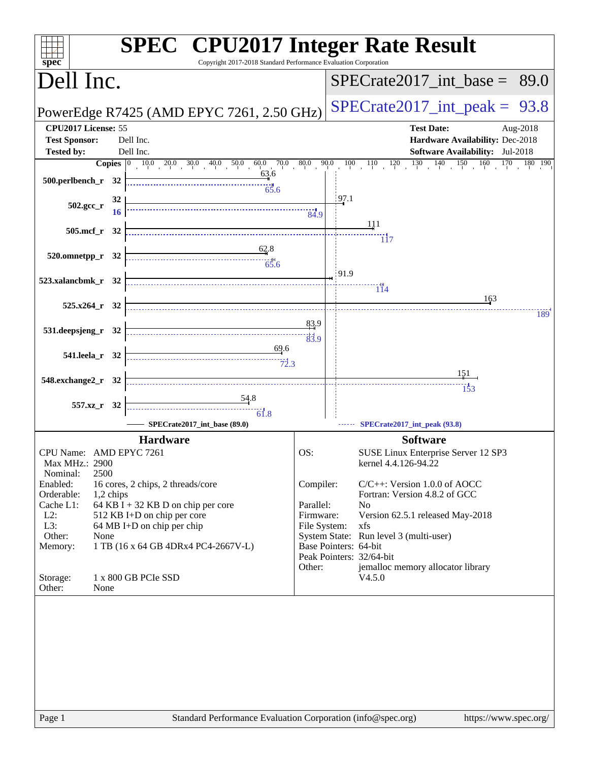# SPEC CPU2017 Integer Rate Result

Copyright 2017-2018 Standard Performance Evaluation Corporation

## Dell Inc.

PowerEdge R7425 (AMD EPYC 7261, 2.50 GHz)

SPECrate2017_int_base = 89.0

SPECrate2017_int_peak = 93.8

**CPU2017 License:** 55
**Test Sponsor:** Dell Inc.
**Tested by:** Dell Inc.

**Test Date:** Aug-2018
**Hardware Availability:** Dec-2018
**Software Availability:** Jul-2018

Copies 0 10.0 20.0 30.0 40.0 50.0 60.0 70.0 80.0 90.0 100 110 120 130 140 150 160 170 180 190

500.perlbench_r 32 63.6 65.6

502.gcc_r 32 97.1 16 84.9

505.mcf_r 32 111 117

520.omnetpp_r 32 62.8 65.6

523.xalancbmk_r 32 91.9 114

525.x264_r 32 163 189

531.deepsjeng_r 32 83.9 83.9

541.leela_r 32 69.6 72.3

548.exchange2_r 32 151 153

557.xz_r 32 54.8 61.8

SPECrate2017_int_base (89.0)
SPECrate2017_int_peak (93.8)

### Hardware

| | |
|---|---|
| CPU Name: | AMD EPYC 7261 |
| Max MHz.: | 2900 |
| Nominal: | 2500 |
| Enabled: | 16 cores, 2 chips, 2 threads/core |
| Orderable: | 1,2 chips |
| Cache L1: | 64 KB I + 32 KB D on chip per core |
| L2: | 512 KB I+D on chip per core |
| L3: | 64 MB I+D on chip per chip |
| Other: | None |
| Memory: | 1 TB (16 x 64 GB 4DRx4 PC4-2667V-L) |
| Storage: | 1 x 800 GB PCIe SSD |
| Other: | None |

### Software

| | |
|---|---|
| OS: | SUSE Linux Enterprise Server 12 SP3 kernel 4.4.126-94.22 |
| Compiler: | C/C++: Version 1.0.0 of AOCC Fortran: Version 4.8.2 of GCC |
| Parallel: | No |
| Firmware: | Version 62.5.1 released May-2018 |
| File System: | xfs |
| System State: | Run level 3 (multi-user) |
| Base Pointers: | 64-bit |
| Peak Pointers: | 32/64-bit |
| Other: | jemalloc memory allocator library V4.5.0 |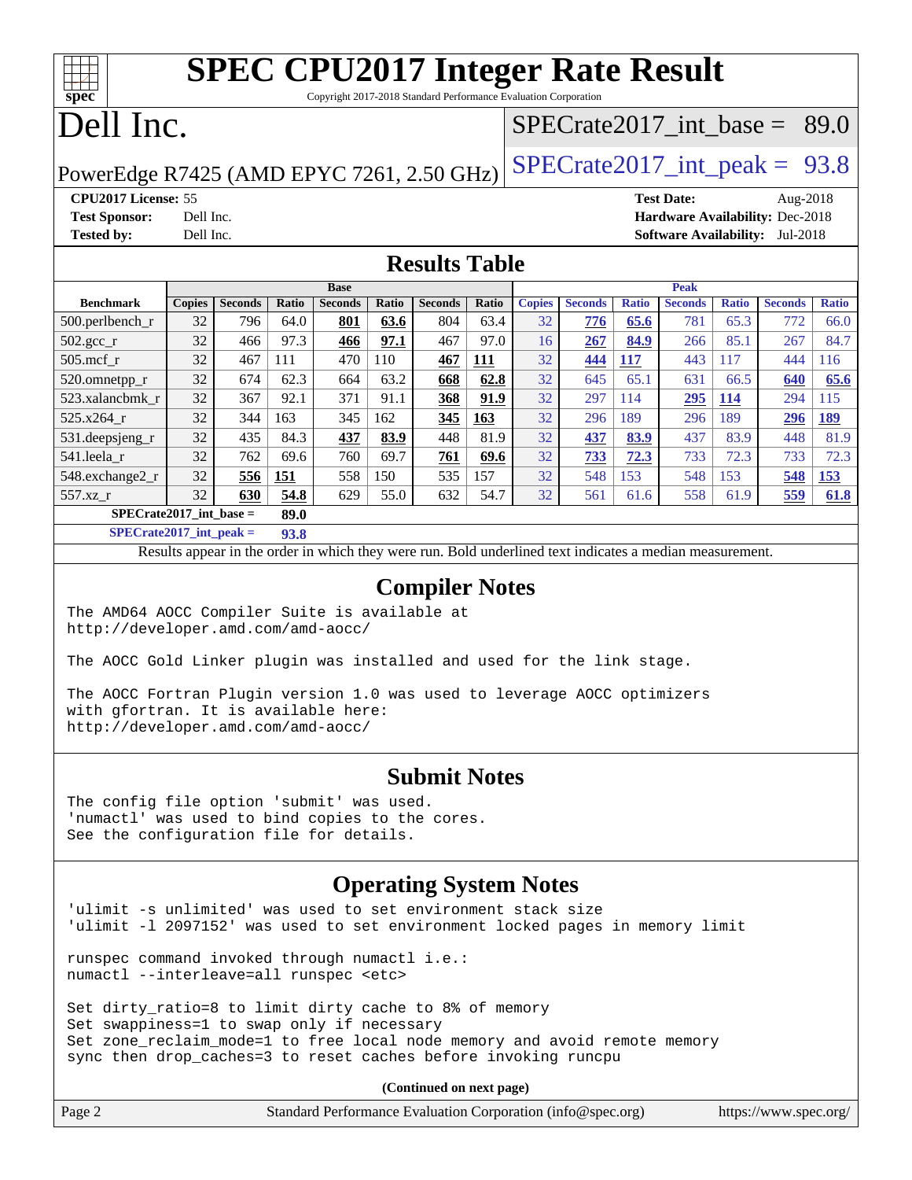# SPEC CPU2017 Integer Rate Result

Copyright 2017-2018 Standard Performance Evaluation Corporation

# Dell Inc.

PowerEdge R7425 (AMD EPYC 7261, 2.50 GHz)

SPECrate2017_int_base = 89.0

SPECrate2017_int_peak = 93.8

**CPU2017 License:** 55
**Test Sponsor:** Dell Inc.
**Tested by:** Dell Inc.

**Test Date:** Aug-2018
**Hardware Availability:** Dec-2018
**Software Availability:** Jul-2018

## Results Table

| | Base | | | | | | | Peak | | | | | | |
|---|---|---|---|---|---|---|---|---|---|---|---|---|---|---|
| **Benchmark** | **Copies** | **Seconds** | **Ratio** | **Seconds** | **Ratio** | **Seconds** | **Ratio** | **Copies** | **Seconds** | **Ratio** | **Seconds** | **Ratio** | **Seconds** | **Ratio** |
| 500.perlbench_r | 32 | 796 | 64.0 | **801** | **63.6** | 804 | 63.4 | 32 | **776** | **65.6** | 781 | 65.3 | 772 | 66.0 |
| 502.gcc_r | 32 | 466 | 97.3 | **466** | **97.1** | 467 | 97.0 | 16 | **267** | **84.9** | 266 | 85.1 | 267 | 84.7 |
| 505.mcf_r | 32 | 467 | 111 | 470 | 110 | **467** | **111** | 32 | **444** | **117** | 443 | 117 | 444 | 116 |
| 520.omnetpp_r | 32 | 674 | 62.3 | 664 | 63.2 | **668** | **62.8** | 32 | 645 | 65.1 | 631 | 66.5 | **640** | **65.6** |
| 523.xalancbmk_r | 32 | 367 | 92.1 | 371 | 91.1 | **368** | **91.9** | 32 | 297 | 114 | **295** | **114** | 294 | 115 |
| 525.x264_r | 32 | 344 | 163 | 345 | 162 | **345** | **163** | 32 | 296 | 189 | 296 | 189 | **296** | **189** |
| 531.deepsjeng_r | 32 | 435 | 84.3 | **437** | **83.9** | 448 | 81.9 | 32 | **437** | **83.9** | 437 | 83.9 | 448 | 81.9 |
| 541.leela_r | 32 | 762 | 69.6 | 760 | 69.7 | **761** | **69.6** | 32 | **733** | **72.3** | 733 | 72.3 | 733 | 72.3 |
| 548.exchange2_r | 32 | **556** | **151** | 558 | 150 | 535 | 157 | 32 | 548 | 153 | 548 | 153 | **548** | **153** |
| 557.xz_r | 32 | **630** | **54.8** | 629 | 55.0 | 632 | 54.7 | 32 | 561 | 61.6 | 558 | 61.9 | **559** | **61.8** |

**SPECrate2017_int_base = 89.0**

**SPECrate2017_int_peak = 93.8**

Results appear in the order in which they were run. Bold underlined text indicates a median measurement.

## Compiler Notes

```
The AMD64 AOCC Compiler Suite is available at
http://developer.amd.com/amd-aocc/

The AOCC Gold Linker plugin was installed and used for the link stage.

The AOCC Fortran Plugin version 1.0 was used to leverage AOCC optimizers
with gfortran. It is available here:
http://developer.amd.com/amd-aocc/
```

## Submit Notes

```
The config file option 'submit' was used.
'numactl' was used to bind copies to the cores.
See the configuration file for details.
```

## Operating System Notes

```
'ulimit -s unlimited' was used to set environment stack size
'ulimit -l 2097152' was used to set environment locked pages in memory limit

runspec command invoked through numactl i.e.:
numactl --interleave=all runspec <etc>

Set dirty_ratio=8 to limit dirty cache to 8% of memory
Set swappiness=1 to swap only if necessary
Set zone_reclaim_mode=1 to free local node memory and avoid remote memory
sync then drop_caches=3 to reset caches before invoking runcpu
```

**(Continued on next page)**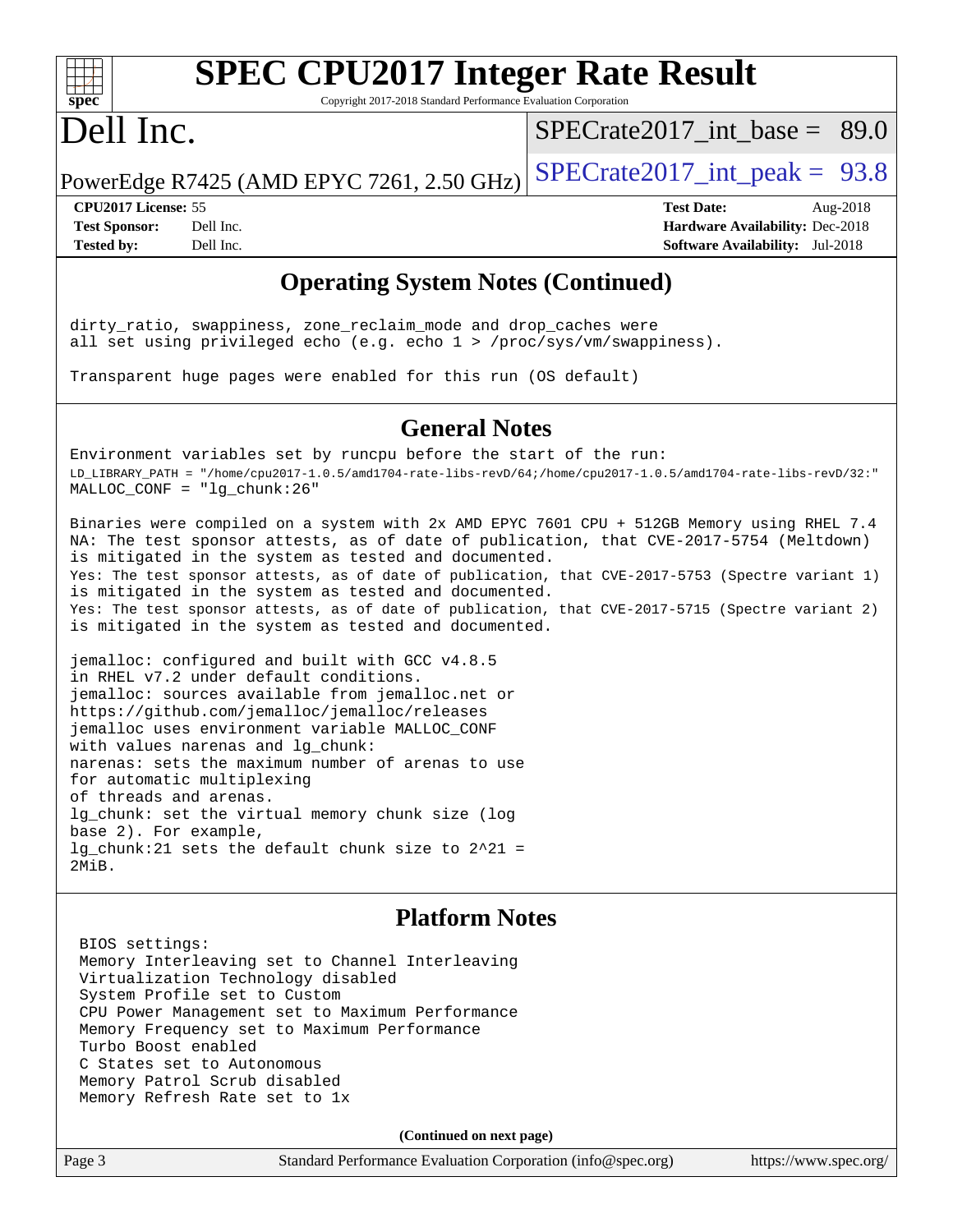# SPEC CPU2017 Integer Rate Result

Copyright 2017-2018 Standard Performance Evaluation Corporation

# Dell Inc.

PowerEdge R7425 (AMD EPYC 7261, 2.50 GHz)

SPECrate2017_int_base = 89.0

SPECrate2017_int_peak = 93.8

**CPU2017 License:** 55
**Test Sponsor:** Dell Inc.
**Tested by:** Dell Inc.

**Test Date:** Aug-2018
**Hardware Availability:** Dec-2018
**Software Availability:** Jul-2018

## Operating System Notes (Continued)

```
dirty_ratio, swappiness, zone_reclaim_mode and drop_caches were
all set using privileged echo (e.g. echo 1 > /proc/sys/vm/swappiness).

Transparent huge pages were enabled for this run (OS default)
```

## General Notes

```
Environment variables set by runcpu before the start of the run:
LD_LIBRARY_PATH = "/home/cpu2017-1.0.5/amd1704-rate-libs-revD/64;/home/cpu2017-1.0.5/amd1704-rate-libs-revD/32:"
MALLOC_CONF = "lg_chunk:26"

Binaries were compiled on a system with 2x AMD EPYC 7601 CPU + 512GB Memory using RHEL 7.4
NA: The test sponsor attests, as of date of publication, that CVE-2017-5754 (Meltdown)
is mitigated in the system as tested and documented.
Yes: The test sponsor attests, as of date of publication, that CVE-2017-5753 (Spectre variant 1)
is mitigated in the system as tested and documented.
Yes: The test sponsor attests, as of date of publication, that CVE-2017-5715 (Spectre variant 2)
is mitigated in the system as tested and documented.

jemalloc: configured and built with GCC v4.8.5
in RHEL v7.2 under default conditions.
jemalloc: sources available from jemalloc.net or
https://github.com/jemalloc/jemalloc/releases
jemalloc uses environment variable MALLOC_CONF
with values narenas and lg_chunk:
narenas: sets the maximum number of arenas to use
for automatic multiplexing
of threads and arenas.
lg_chunk: set the virtual memory chunk size (log
base 2). For example,
lg_chunk:21 sets the default chunk size to 2^21 =
2MiB.
```

## Platform Notes

```
BIOS settings:
Memory Interleaving set to Channel Interleaving
Virtualization Technology disabled
System Profile set to Custom
CPU Power Management set to Maximum Performance
Memory Frequency set to Maximum Performance
Turbo Boost enabled
C States set to Autonomous
Memory Patrol Scrub disabled
Memory Refresh Rate set to 1x
```

**(Continued on next page)**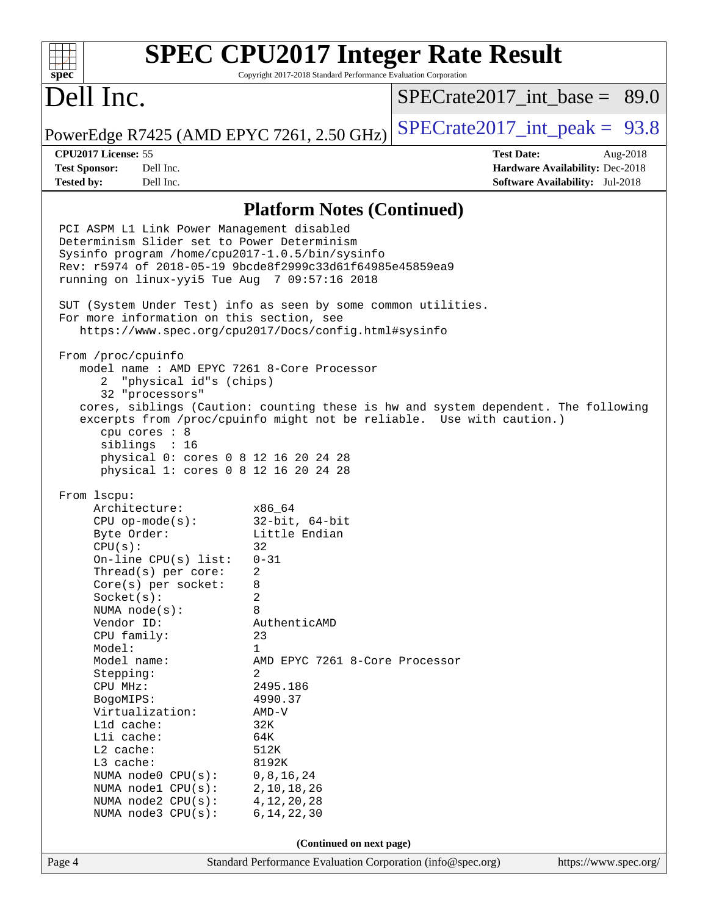## Platform Notes (Continued)

```
PCI ASPM L1 Link Power Management disabled
Determinism Slider set to Power Determinism
Sysinfo program /home/cpu2017-1.0.5/bin/sysinfo
Rev: r5974 of 2018-05-19 9bcde8f2999c33d61f64985e45859ea9
running on linux-yyi5 Tue Aug  7 09:57:16 2018

SUT (System Under Test) info as seen by some common utilities.
For more information on this section, see
   https://www.spec.org/cpu2017/Docs/config.html#sysinfo

From /proc/cpuinfo
   model name : AMD EPYC 7261 8-Core Processor
      2  "physical id"s (chips)
      32 "processors"
   cores, siblings (Caution: counting these is hw and system dependent. The following
   excerpts from /proc/cpuinfo might not be reliable.  Use with caution.)
      cpu cores : 8
      siblings  : 16
      physical 0: cores 0 8 12 16 20 24 28
      physical 1: cores 0 8 12 16 20 24 28

From lscpu:
     Architecture:          x86_64
     CPU op-mode(s):        32-bit, 64-bit
     Byte Order:            Little Endian
     CPU(s):                32
     On-line CPU(s) list:   0-31
     Thread(s) per core:    2
     Core(s) per socket:    8
     Socket(s):             2
     NUMA node(s):          8
     Vendor ID:             AuthenticAMD
     CPU family:            23
     Model:                 1
     Model name:            AMD EPYC 7261 8-Core Processor
     Stepping:              2
     CPU MHz:               2495.186
     BogoMIPS:              4990.37
     Virtualization:        AMD-V
     L1d cache:             32K
     L1i cache:             64K
     L2 cache:              512K
     L3 cache:              8192K
     NUMA node0 CPU(s):     0,8,16,24
     NUMA node1 CPU(s):     2,10,18,26
     NUMA node2 CPU(s):     4,12,20,28
     NUMA node3 CPU(s):     6,14,22,30
```

(Continued on next page)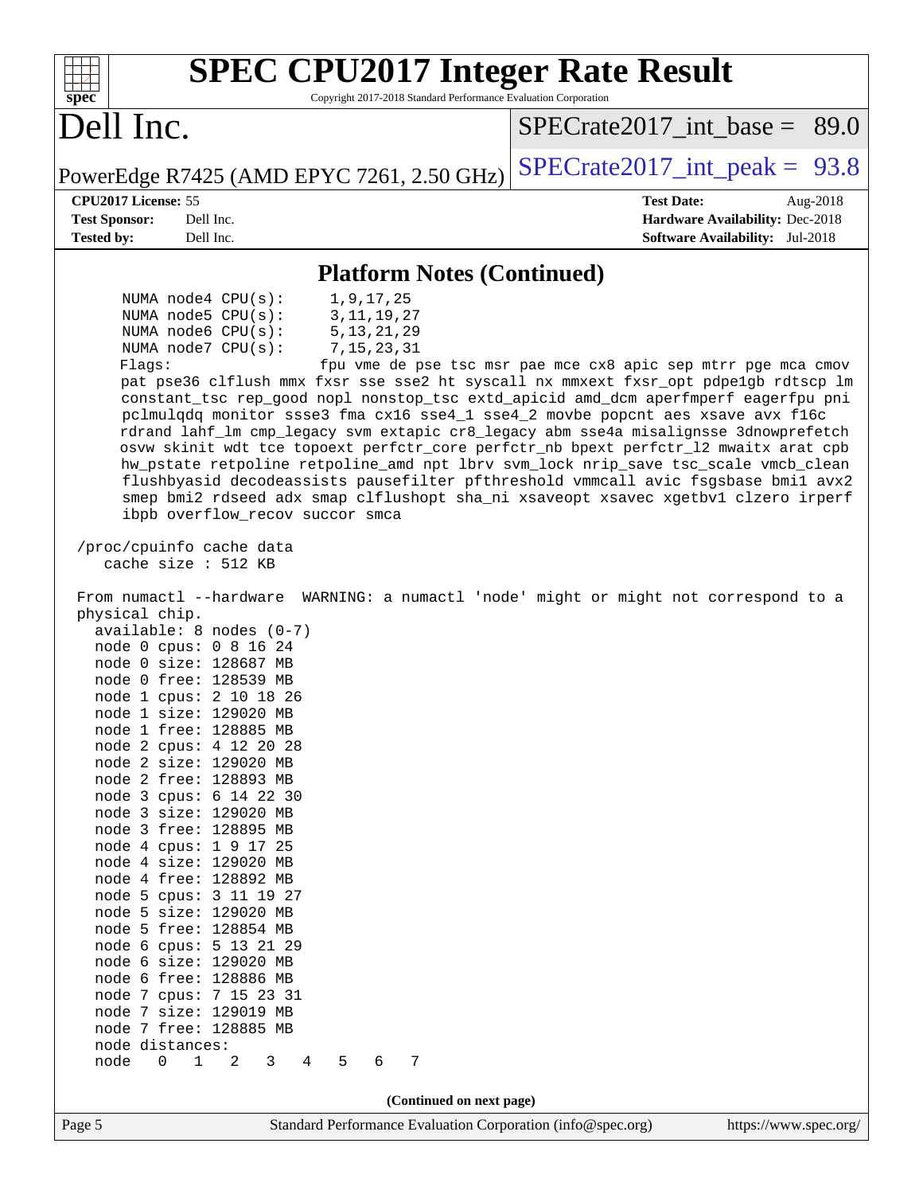# SPEC CPU2017 Integer Rate Result

Copyright 2017-2018 Standard Performance Evaluation Corporation

# Dell Inc.

PowerEdge R7425 (AMD EPYC 7261, 2.50 GHz)

SPECrate2017_int_base = 89.0

SPECrate2017_int_peak = 93.8

**CPU2017 License:** 55
**Test Sponsor:** Dell Inc.
**Tested by:** Dell Inc.

**Test Date:** Aug-2018
**Hardware Availability:** Dec-2018
**Software Availability:** Jul-2018

## Platform Notes (Continued)

```
      NUMA node4 CPU(s):     1,9,17,25
      NUMA node5 CPU(s):     3,11,19,27
      NUMA node6 CPU(s):     5,13,21,29
      NUMA node7 CPU(s):     7,15,23,31
      Flags:                 fpu vme de pse tsc msr pae mce cx8 apic sep mtrr pge mca cmov
      pat pse36 clflush mmx fxsr sse sse2 ht syscall nx mmxext fxsr_opt pdpe1gb rdtscp lm
      constant_tsc rep_good nopl nonstop_tsc extd_apicid amd_dcm aperfmperf eagerfpu pni
      pclmulqdq monitor ssse3 fma cx16 sse4_1 sse4_2 movbe popcnt aes xsave avx f16c
      rdrand lahf_lm cmp_legacy svm extapic cr8_legacy abm sse4a misalignsse 3dnowprefetch
      osvw skinit wdt tce topoext perfctr_core perfctr_nb bpext perfctr_l2 mwaitx arat cpb
      hw_pstate retpoline retpoline_amd npt lbrv svm_lock nrip_save tsc_scale vmcb_clean
      flushbyasid decodeassists pausefilter pfthreshold vmmcall avic fsgsbase bmi1 avx2
      smep bmi2 rdseed adx smap clflushopt sha_ni xsaveopt xsavec xgetbv1 clzero irperf
      ibpb overflow_recov succor smca

 /proc/cpuinfo cache data
    cache size : 512 KB

 From numactl --hardware  WARNING: a numactl 'node' might or might not correspond to a
 physical chip.
   available: 8 nodes (0-7)
   node 0 cpus: 0 8 16 24
   node 0 size: 128687 MB
   node 0 free: 128539 MB
   node 1 cpus: 2 10 18 26
   node 1 size: 129020 MB
   node 1 free: 128885 MB
   node 2 cpus: 4 12 20 28
   node 2 size: 129020 MB
   node 2 free: 128893 MB
   node 3 cpus: 6 14 22 30
   node 3 size: 129020 MB
   node 3 free: 128895 MB
   node 4 cpus: 1 9 17 25
   node 4 size: 129020 MB
   node 4 free: 128892 MB
   node 5 cpus: 3 11 19 27
   node 5 size: 129020 MB
   node 5 free: 128854 MB
   node 6 cpus: 5 13 21 29
   node 6 size: 129020 MB
   node 6 free: 128886 MB
   node 7 cpus: 7 15 23 31
   node 7 size: 129019 MB
   node 7 free: 128885 MB
   node distances:
   node   0   1   2   3   4   5   6   7
```

(Continued on next page)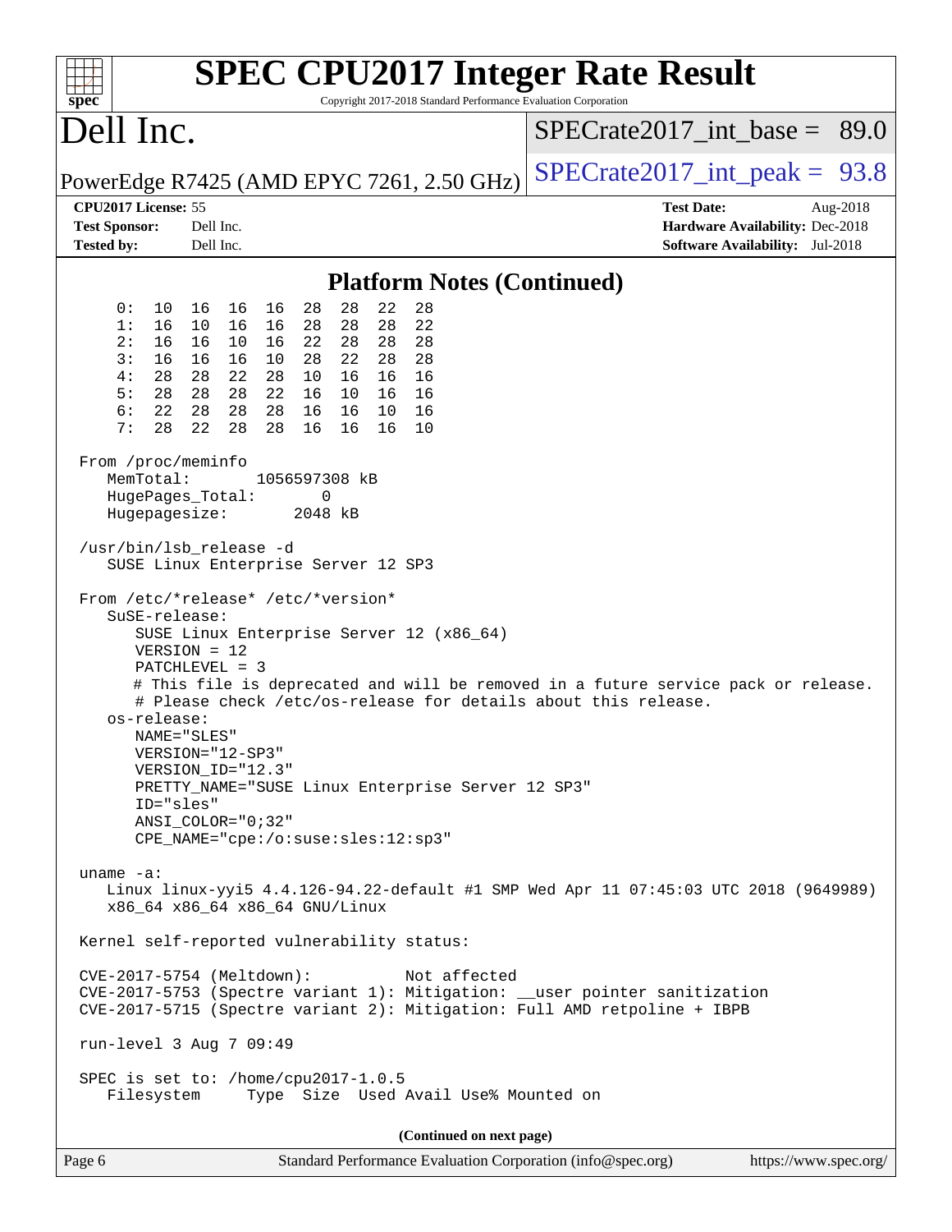# SPEC CPU2017 Integer Rate Result

Copyright 2017-2018 Standard Performance Evaluation Corporation

# Dell Inc.

PowerEdge R7425 (AMD EPYC 7261, 2.50 GHz)

SPECrate2017_int_base = 89.0

SPECrate2017_int_peak = 93.8

**CPU2017 License:** 55
**Test Sponsor:** Dell Inc.
**Tested by:** Dell Inc.

**Test Date:** Aug-2018
**Hardware Availability:** Dec-2018
**Software Availability:** Jul-2018

## Platform Notes (Continued)

```
     0:  10  16  16  16  28  28  22  28
     1:  16  10  16  16  28  28  28  22
     2:  16  16  10  16  22  28  28  28
     3:  16  16  16  10  28  22  28  28
     4:  28  28  22  28  10  16  16  16
     5:  28  28  28  22  16  10  16  16
     6:  22  28  28  28  16  16  10  16
     7:  28  22  28  28  16  16  16  10

 From /proc/meminfo
    MemTotal:       1056597308 kB
    HugePages_Total:       0
    Hugepagesize:       2048 kB

 /usr/bin/lsb_release -d
    SUSE Linux Enterprise Server 12 SP3

 From /etc/*release* /etc/*version*
    SuSE-release:
       SUSE Linux Enterprise Server 12 (x86_64)
       VERSION = 12
       PATCHLEVEL = 3
       # This file is deprecated and will be removed in a future service pack or release.
       # Please check /etc/os-release for details about this release.
    os-release:
       NAME="SLES"
       VERSION="12-SP3"
       VERSION_ID="12.3"
       PRETTY_NAME="SUSE Linux Enterprise Server 12 SP3"
       ID="sles"
       ANSI_COLOR="0;32"
       CPE_NAME="cpe:/o:suse:sles:12:sp3"

 uname -a:
    Linux linux-yyi5 4.4.126-94.22-default #1 SMP Wed Apr 11 07:45:03 UTC 2018 (9649989)
    x86_64 x86_64 x86_64 GNU/Linux

 Kernel self-reported vulnerability status:

 CVE-2017-5754 (Meltdown):          Not affected
 CVE-2017-5753 (Spectre variant 1): Mitigation: __user pointer sanitization
 CVE-2017-5715 (Spectre variant 2): Mitigation: Full AMD retpoline + IBPB

 run-level 3 Aug 7 09:49

 SPEC is set to: /home/cpu2017-1.0.5
    Filesystem     Type  Size  Used Avail Use% Mounted on
```

(Continued on next page)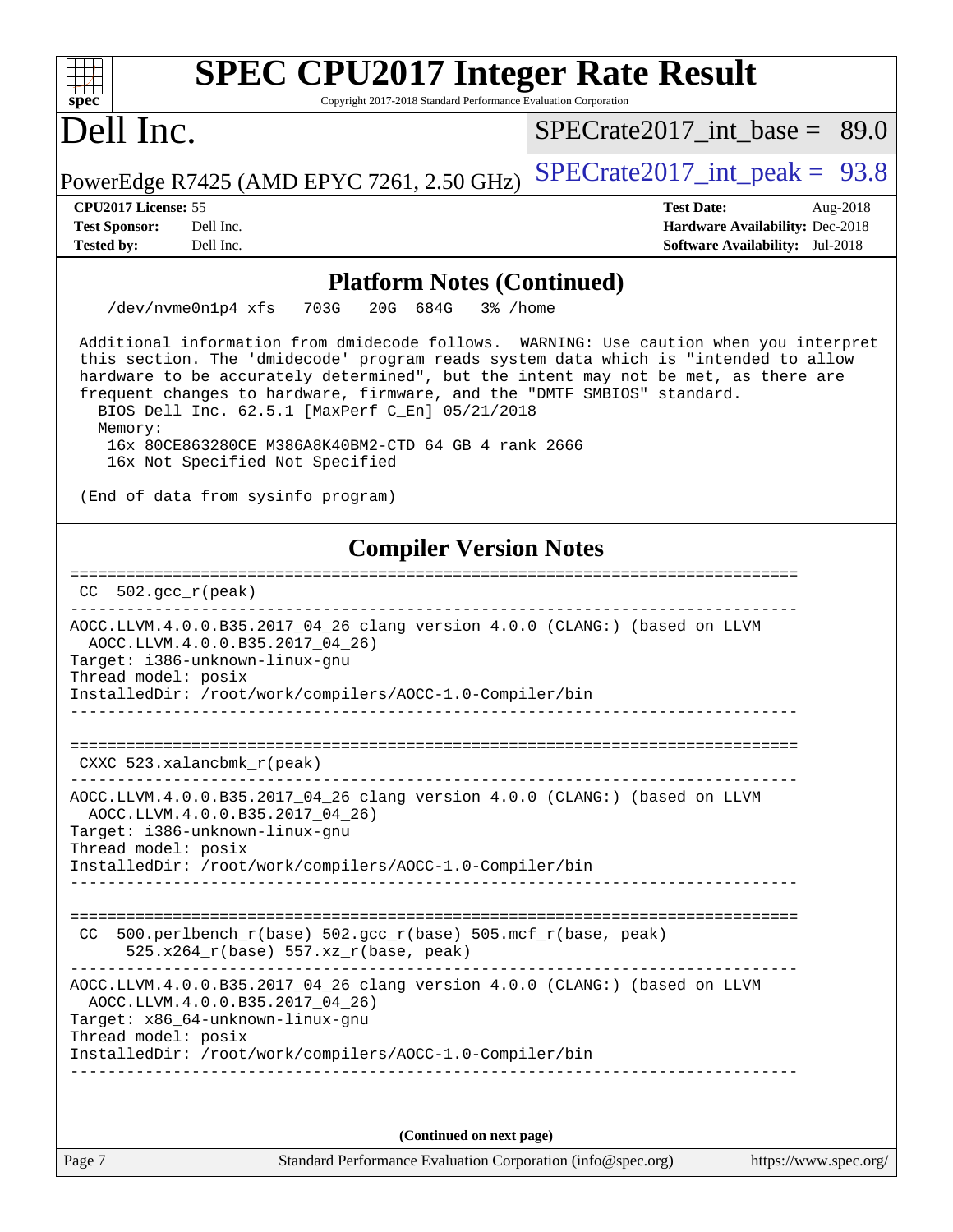## Platform Notes (Continued)

```
    /dev/nvme0n1p4 xfs    703G   20G  684G   3% /home

 Additional information from dmidecode follows.  WARNING: Use caution when you interpret
 this section. The 'dmidecode' program reads system data which is "intended to allow
 hardware to be accurately determined", but the intent may not be met, as there are
 frequent changes to hardware, firmware, and the "DMTF SMBIOS" standard.
   BIOS Dell Inc. 62.5.1 [MaxPerf C_En] 05/21/2018
   Memory:
    16x 80CE863280CE M386A8K40BM2-CTD 64 GB 4 rank 2666
    16x Not Specified Not Specified

 (End of data from sysinfo program)
```

## Compiler Version Notes

```
==============================================================================
 CC  502.gcc_r(peak)
------------------------------------------------------------------------------
AOCC.LLVM.4.0.0.B35.2017_04_26 clang version 4.0.0 (CLANG:) (based on LLVM
  AOCC.LLVM.4.0.0.B35.2017_04_26)
Target: i386-unknown-linux-gnu
Thread model: posix
InstalledDir: /root/work/compilers/AOCC-1.0-Compiler/bin
------------------------------------------------------------------------------

==============================================================================
 CXXC 523.xalancbmk_r(peak)
------------------------------------------------------------------------------
AOCC.LLVM.4.0.0.B35.2017_04_26 clang version 4.0.0 (CLANG:) (based on LLVM
  AOCC.LLVM.4.0.0.B35.2017_04_26)
Target: i386-unknown-linux-gnu
Thread model: posix
InstalledDir: /root/work/compilers/AOCC-1.0-Compiler/bin
------------------------------------------------------------------------------

==============================================================================
 CC  500.perlbench_r(base) 502.gcc_r(base) 505.mcf_r(base, peak)
      525.x264_r(base) 557.xz_r(base, peak)
------------------------------------------------------------------------------
AOCC.LLVM.4.0.0.B35.2017_04_26 clang version 4.0.0 (CLANG:) (based on LLVM
  AOCC.LLVM.4.0.0.B35.2017_04_26)
Target: x86_64-unknown-linux-gnu
Thread model: posix
InstalledDir: /root/work/compilers/AOCC-1.0-Compiler/bin
------------------------------------------------------------------------------
```

(Continued on next page)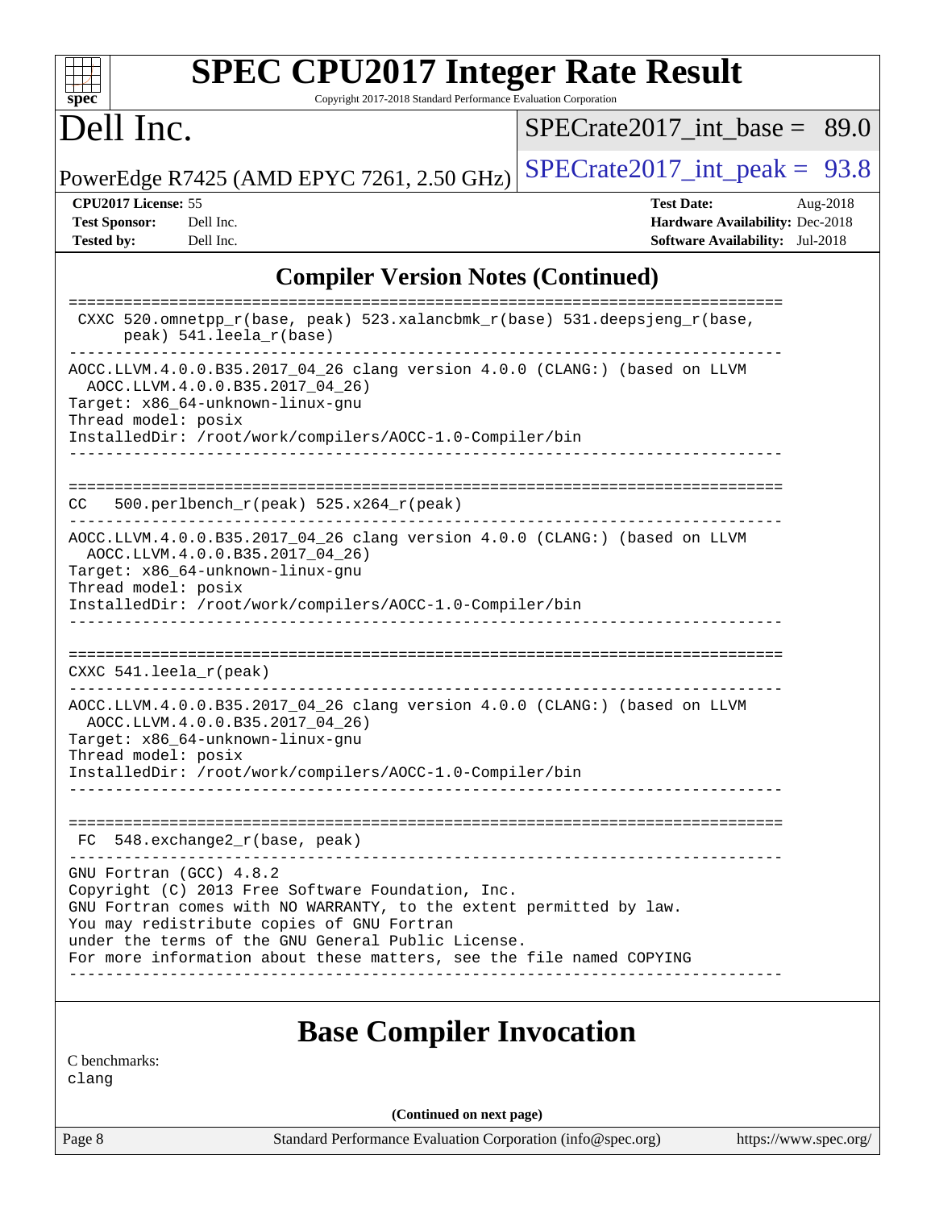# Dell Inc.

PowerEdge R7425 (AMD EPYC 7261, 2.50 GHz)

SPECrate2017_int_base = 89.0

SPECrate2017_int_peak = 93.8

**CPU2017 License:** 55
**Test Sponsor:** Dell Inc.
**Tested by:** Dell Inc.

**Test Date:** Aug-2018
**Hardware Availability:** Dec-2018
**Software Availability:** Jul-2018

## Compiler Version Notes (Continued)

```
==============================================================================
 CXXC 520.omnetpp_r(base, peak) 523.xalancbmk_r(base) 531.deepsjeng_r(base,
       peak) 541.leela_r(base)
------------------------------------------------------------------------------
AOCC.LLVM.4.0.0.B35.2017_04_26 clang version 4.0.0 (CLANG:) (based on LLVM
  AOCC.LLVM.4.0.0.B35.2017_04_26)
Target: x86_64-unknown-linux-gnu
Thread model: posix
InstalledDir: /root/work/compilers/AOCC-1.0-Compiler/bin
------------------------------------------------------------------------------

==============================================================================
CC   500.perlbench_r(peak) 525.x264_r(peak)
------------------------------------------------------------------------------
AOCC.LLVM.4.0.0.B35.2017_04_26 clang version 4.0.0 (CLANG:) (based on LLVM
  AOCC.LLVM.4.0.0.B35.2017_04_26)
Target: x86_64-unknown-linux-gnu
Thread model: posix
InstalledDir: /root/work/compilers/AOCC-1.0-Compiler/bin
------------------------------------------------------------------------------

==============================================================================
CXXC 541.leela_r(peak)
------------------------------------------------------------------------------
AOCC.LLVM.4.0.0.B35.2017_04_26 clang version 4.0.0 (CLANG:) (based on LLVM
  AOCC.LLVM.4.0.0.B35.2017_04_26)
Target: x86_64-unknown-linux-gnu
Thread model: posix
InstalledDir: /root/work/compilers/AOCC-1.0-Compiler/bin
------------------------------------------------------------------------------

==============================================================================
 FC  548.exchange2_r(base, peak)
------------------------------------------------------------------------------
GNU Fortran (GCC) 4.8.2
Copyright (C) 2013 Free Software Foundation, Inc.
GNU Fortran comes with NO WARRANTY, to the extent permitted by law.
You may redistribute copies of GNU Fortran
under the terms of the GNU General Public License.
For more information about these matters, see the file named COPYING
------------------------------------------------------------------------------
```

## Base Compiler Invocation

C benchmarks:
clang

(Continued on next page)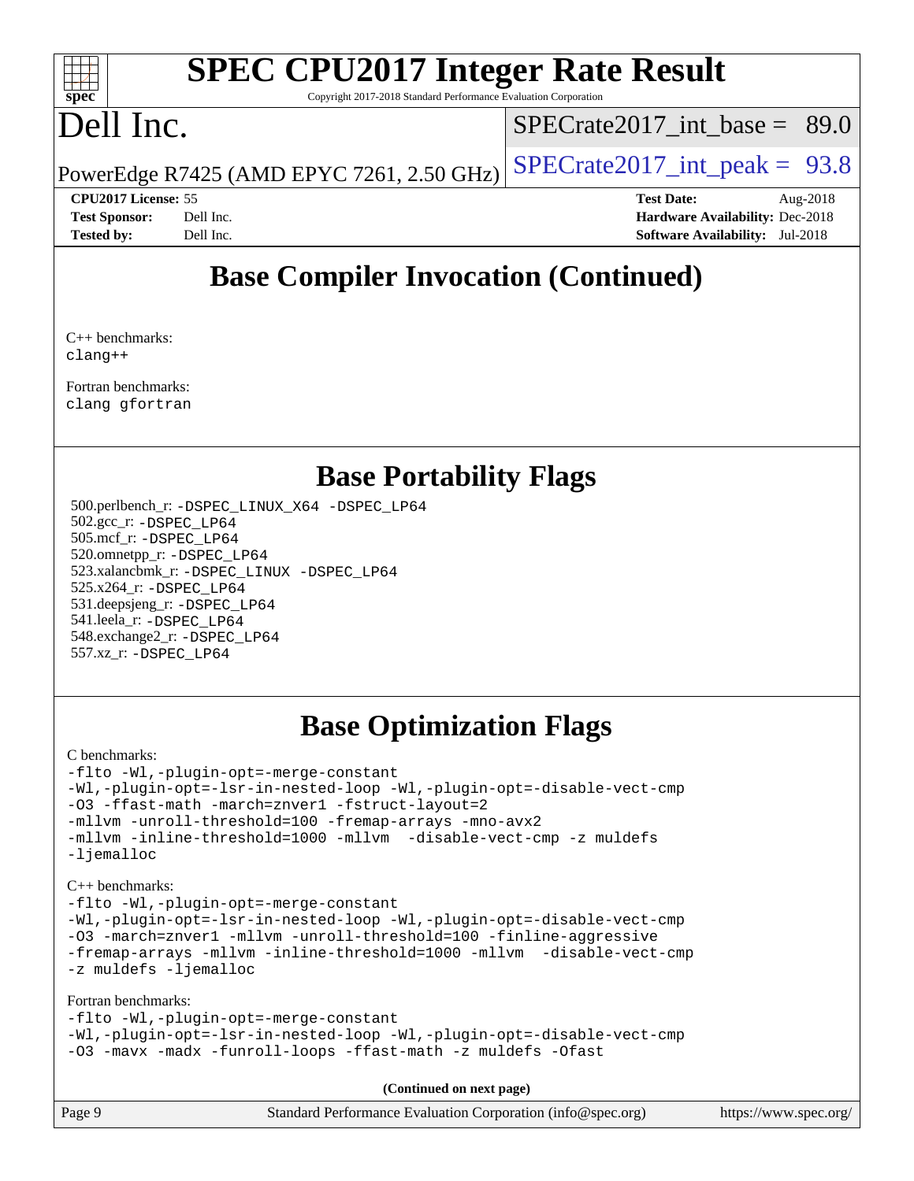# Base Compiler Invocation (Continued)

C++ benchmarks:
clang++

Fortran benchmarks:
clang gfortran

# Base Portability Flags

500.perlbench_r: -DSPEC_LINUX_X64 -DSPEC_LP64
502.gcc_r: -DSPEC_LP64
505.mcf_r: -DSPEC_LP64
520.omnetpp_r: -DSPEC_LP64
523.xalancbmk_r: -DSPEC_LINUX -DSPEC_LP64
525.x264_r: -DSPEC_LP64
531.deepsjeng_r: -DSPEC_LP64
541.leela_r: -DSPEC_LP64
548.exchange2_r: -DSPEC_LP64
557.xz_r: -DSPEC_LP64

# Base Optimization Flags

C benchmarks:

```
-flto -Wl,-plugin-opt=-merge-constant
-Wl,-plugin-opt=-lsr-in-nested-loop -Wl,-plugin-opt=-disable-vect-cmp
-O3 -ffast-math -march=znver1 -fstruct-layout=2
-mllvm -unroll-threshold=100 -fremap-arrays -mno-avx2
-mllvm -inline-threshold=1000 -mllvm  -disable-vect-cmp -z muldefs
-ljemalloc
```

C++ benchmarks:

```
-flto -Wl,-plugin-opt=-merge-constant
-Wl,-plugin-opt=-lsr-in-nested-loop -Wl,-plugin-opt=-disable-vect-cmp
-O3 -march=znver1 -mllvm -unroll-threshold=100 -finline-aggressive
-fremap-arrays -mllvm -inline-threshold=1000 -mllvm  -disable-vect-cmp
-z muldefs -ljemalloc
```

Fortran benchmarks:

```
-flto -Wl,-plugin-opt=-merge-constant
-Wl,-plugin-opt=-lsr-in-nested-loop -Wl,-plugin-opt=-disable-vect-cmp
-O3 -mavx -madx -funroll-loops -ffast-math -z muldefs -Ofast
```

**(Continued on next page)**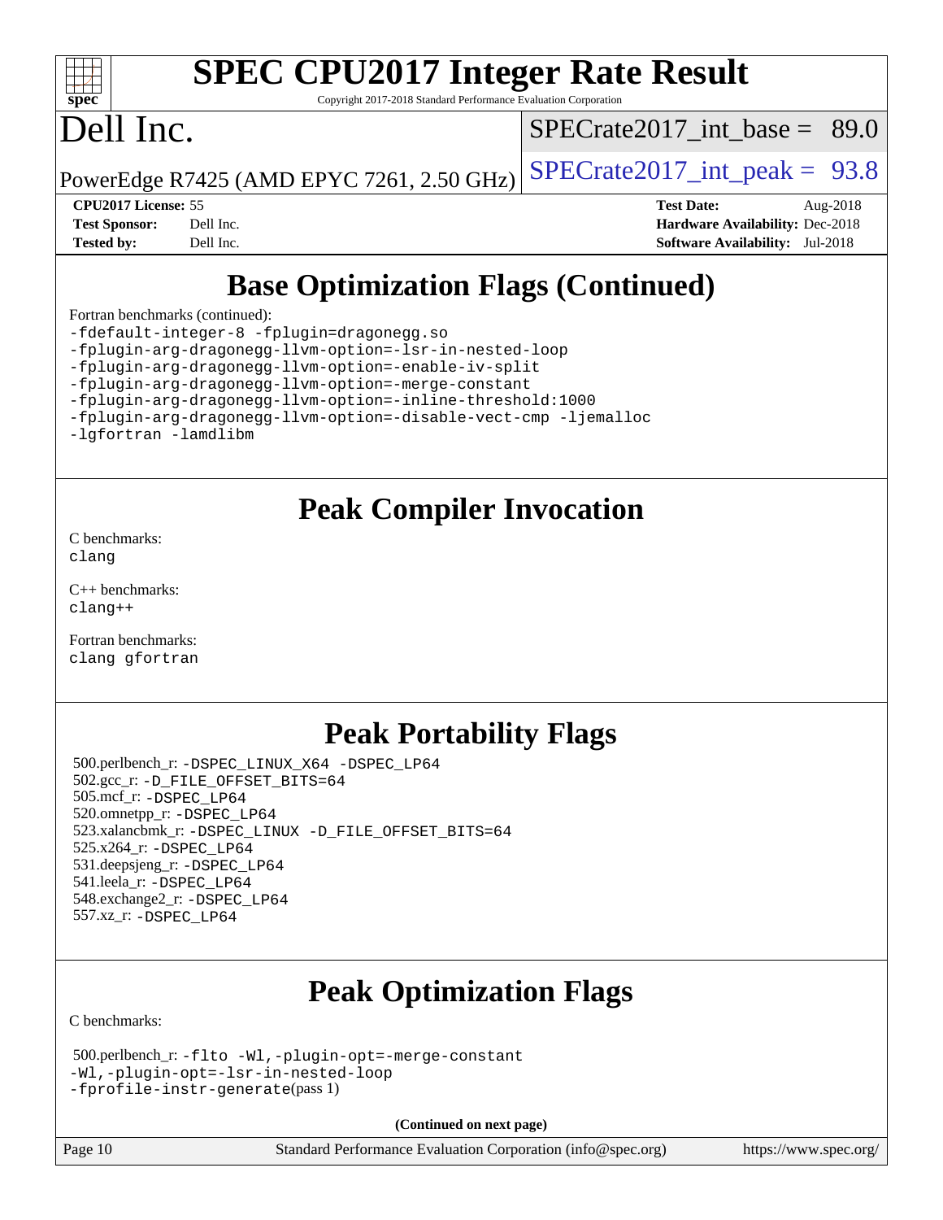## Base Optimization Flags (Continued)

Fortran benchmarks (continued):

```
-fdefault-integer-8 -fplugin=dragonegg.so
-fplugin-arg-dragonegg-llvm-option=-lsr-in-nested-loop
-fplugin-arg-dragonegg-llvm-option=-enable-iv-split
-fplugin-arg-dragonegg-llvm-option=-merge-constant
-fplugin-arg-dragonegg-llvm-option=-inline-threshold:1000
-fplugin-arg-dragonegg-llvm-option=-disable-vect-cmp -ljemalloc
-lgfortran -lamdlibm
```

## Peak Compiler Invocation

C benchmarks:
`clang`

C++ benchmarks:
`clang++`

Fortran benchmarks:
`clang gfortran`

## Peak Portability Flags

500.perlbench_r: `-DSPEC_LINUX_X64 -DSPEC_LP64`
502.gcc_r: `-D_FILE_OFFSET_BITS=64`
505.mcf_r: `-DSPEC_LP64`
520.omnetpp_r: `-DSPEC_LP64`
523.xalancbmk_r: `-DSPEC_LINUX -D_FILE_OFFSET_BITS=64`
525.x264_r: `-DSPEC_LP64`
531.deepsjeng_r: `-DSPEC_LP64`
541.leela_r: `-DSPEC_LP64`
548.exchange2_r: `-DSPEC_LP64`
557.xz_r: `-DSPEC_LP64`

## Peak Optimization Flags

C benchmarks:

500.perlbench_r: `-flto -Wl,-plugin-opt=-merge-constant -Wl,-plugin-opt=-lsr-in-nested-loop -fprofile-instr-generate`(pass 1)

(Continued on next page)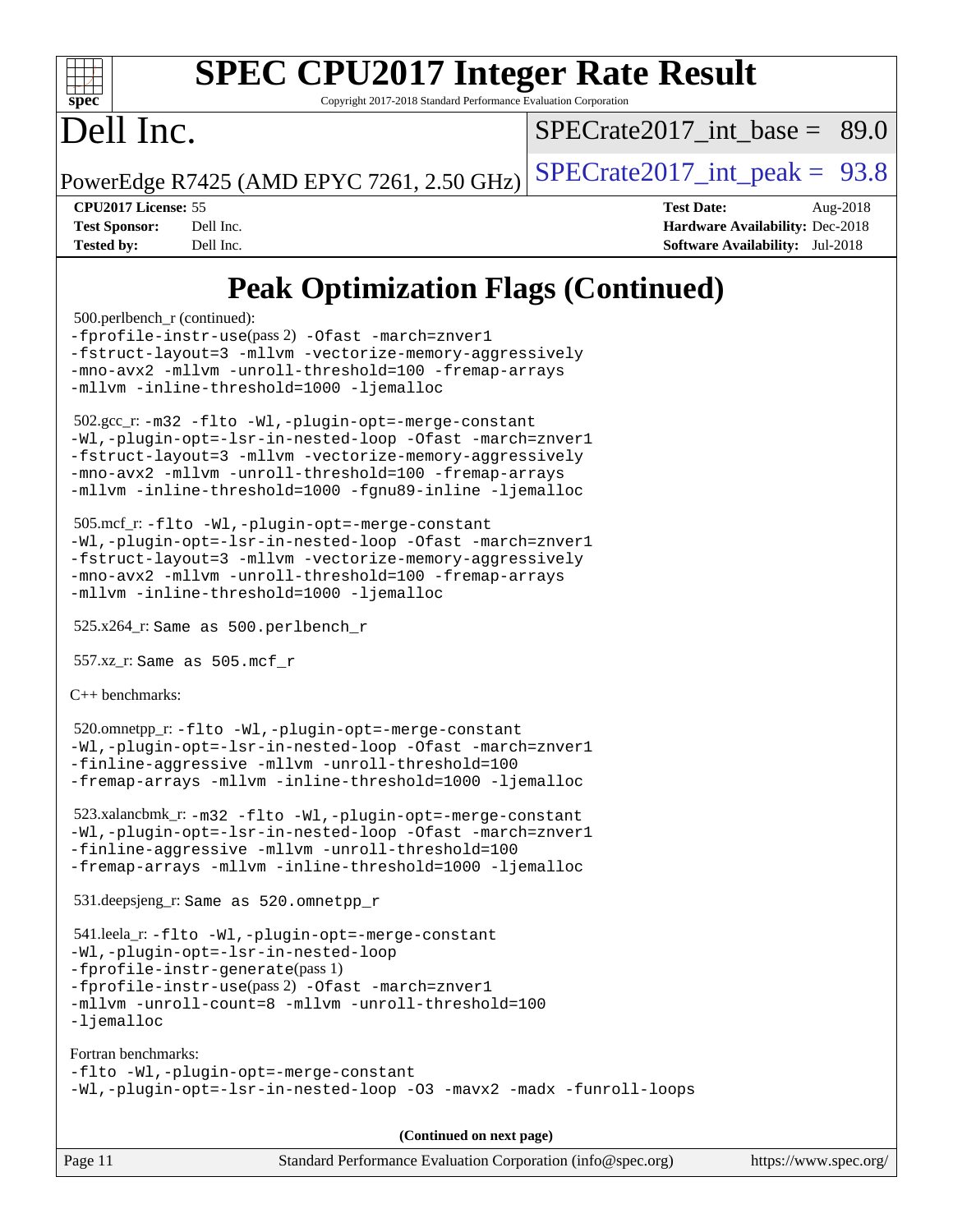# Peak Optimization Flags (Continued)

500.perlbench_r (continued):
-fprofile-instr-use(pass 2) -Ofast -march=znver1
-fstruct-layout=3 -mllvm -vectorize-memory-aggressively
-mno-avx2 -mllvm -unroll-threshold=100 -fremap-arrays
-mllvm -inline-threshold=1000 -ljemalloc

502.gcc_r: -m32 -flto -Wl,-plugin-opt=-merge-constant
-Wl,-plugin-opt=-lsr-in-nested-loop -Ofast -march=znver1
-fstruct-layout=3 -mllvm -vectorize-memory-aggressively
-mno-avx2 -mllvm -unroll-threshold=100 -fremap-arrays
-mllvm -inline-threshold=1000 -fgnu89-inline -ljemalloc

505.mcf_r: -flto -Wl,-plugin-opt=-merge-constant
-Wl,-plugin-opt=-lsr-in-nested-loop -Ofast -march=znver1
-fstruct-layout=3 -mllvm -vectorize-memory-aggressively
-mno-avx2 -mllvm -unroll-threshold=100 -fremap-arrays
-mllvm -inline-threshold=1000 -ljemalloc

525.x264_r: Same as 500.perlbench_r

557.xz_r: Same as 505.mcf_r

C++ benchmarks:

520.omnetpp_r: -flto -Wl,-plugin-opt=-merge-constant
-Wl,-plugin-opt=-lsr-in-nested-loop -Ofast -march=znver1
-finline-aggressive -mllvm -unroll-threshold=100
-fremap-arrays -mllvm -inline-threshold=1000 -ljemalloc

523.xalancbmk_r: -m32 -flto -Wl,-plugin-opt=-merge-constant
-Wl,-plugin-opt=-lsr-in-nested-loop -Ofast -march=znver1
-finline-aggressive -mllvm -unroll-threshold=100
-fremap-arrays -mllvm -inline-threshold=1000 -ljemalloc

531.deepsjeng_r: Same as 520.omnetpp_r

541.leela_r: -flto -Wl,-plugin-opt=-merge-constant
-Wl,-plugin-opt=-lsr-in-nested-loop
-fprofile-instr-generate(pass 1)
-fprofile-instr-use(pass 2) -Ofast -march=znver1
-mllvm -unroll-count=8 -mllvm -unroll-threshold=100
-ljemalloc

Fortran benchmarks:
-flto -Wl,-plugin-opt=-merge-constant
-Wl,-plugin-opt=-lsr-in-nested-loop -O3 -mavx2 -madx -funroll-loops

**(Continued on next page)**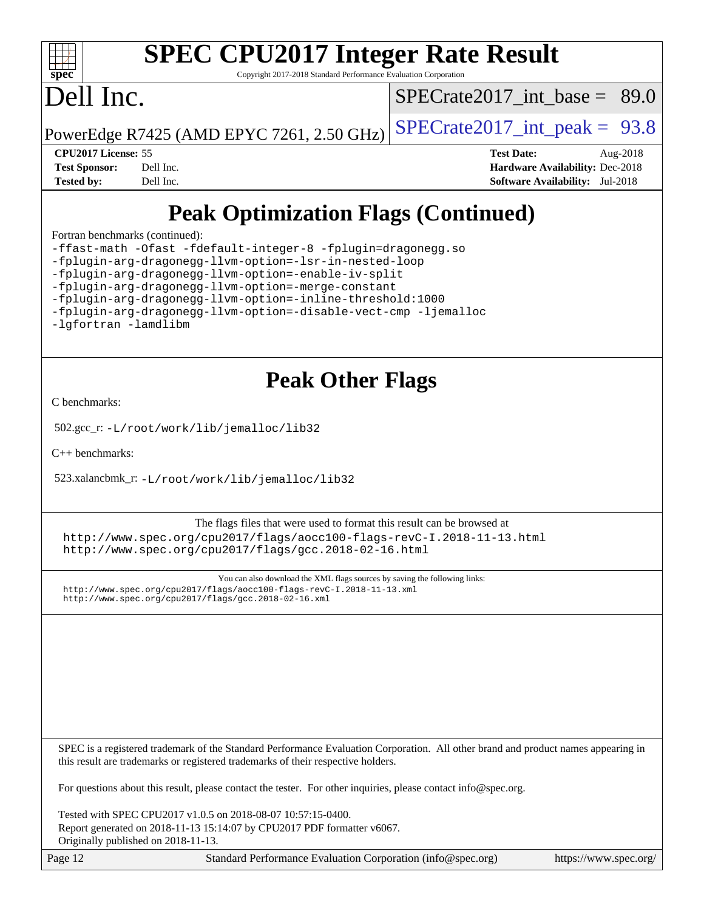# SPEC CPU2017 Integer Rate Result

Copyright 2017-2018 Standard Performance Evaluation Corporation

# Dell Inc.

SPECrate2017_int_base = 89.0

PowerEdge R7425 (AMD EPYC 7261, 2.50 GHz)

SPECrate2017_int_peak = 93.8

**CPU2017 License:** 55
**Test Sponsor:** Dell Inc.
**Tested by:** Dell Inc.

**Test Date:** Aug-2018
**Hardware Availability:** Dec-2018
**Software Availability:** Jul-2018

## Peak Optimization Flags (Continued)

Fortran benchmarks (continued):

```
-ffast-math -Ofast -fdefault-integer-8 -fplugin=dragonegg.so
-fplugin-arg-dragonegg-llvm-option=-lsr-in-nested-loop
-fplugin-arg-dragonegg-llvm-option=-enable-iv-split
-fplugin-arg-dragonegg-llvm-option=-merge-constant
-fplugin-arg-dragonegg-llvm-option=-inline-threshold:1000
-fplugin-arg-dragonegg-llvm-option=-disable-vect-cmp -ljemalloc
-lgfortran -lamdlibm
```

## Peak Other Flags

C benchmarks:

502.gcc_r: `-L/root/work/lib/jemalloc/lib32`

C++ benchmarks:

523.xalancbmk_r: `-L/root/work/lib/jemalloc/lib32`

The flags files that were used to format this result can be browsed at

http://www.spec.org/cpu2017/flags/aocc100-flags-revC-I.2018-11-13.html
http://www.spec.org/cpu2017/flags/gcc.2018-02-16.html

You can also download the XML flags sources by saving the following links:

http://www.spec.org/cpu2017/flags/aocc100-flags-revC-I.2018-11-13.xml
http://www.spec.org/cpu2017/flags/gcc.2018-02-16.xml

SPEC is a registered trademark of the Standard Performance Evaluation Corporation. All other brand and product names appearing in this result are trademarks or registered trademarks of their respective holders.

For questions about this result, please contact the tester. For other inquiries, please contact info@spec.org.

Tested with SPEC CPU2017 v1.0.5 on 2018-08-07 10:57:15-0400.
Report generated on 2018-11-13 15:14:07 by CPU2017 PDF formatter v6067.
Originally published on 2018-11-13.